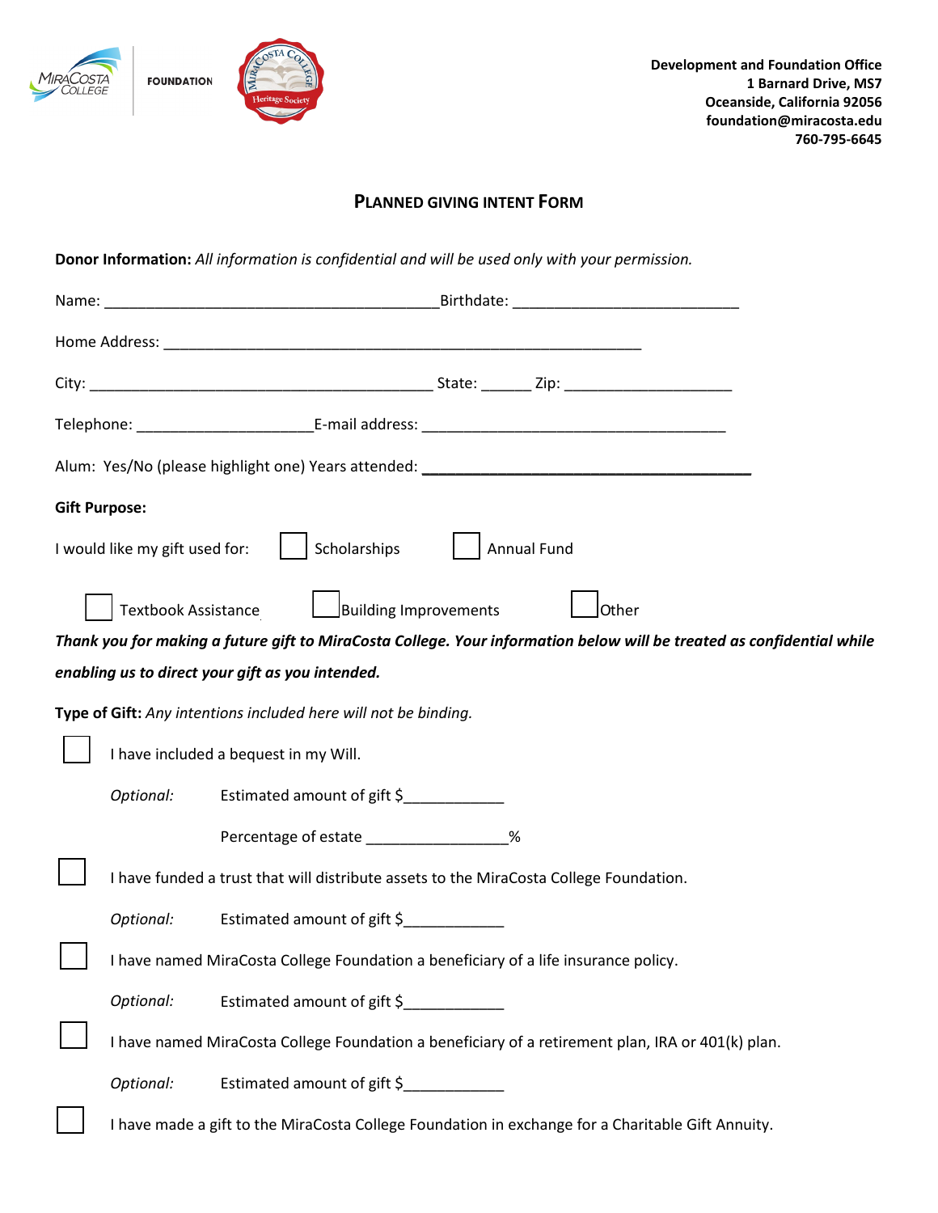FOUNDATION

**Development and Foundation Office**
**1 Barnard Drive, MS7**
**Oceanside, California 92056**
**foundation@miracosta.edu**
**760-795-6645**

## PLANNED GIVING INTENT FORM

**Donor Information:** *All information is confidential and will be used only with your permission.*

Name: ________________________________________ Birthdate: ___________________________

Home Address: __________________________________________________________

City: _________________________________________ State: ______ Zip: ____________________

Telephone: _____________________ E-mail address: ____________________________________

Alum: Yes/No (please highlight one) Years attended: _______________________________________

**Gift Purpose:**

I would like my gift used for: ☐ Scholarships ☐ Annual Fund

☐ Textbook Assistance ☐ Building Improvements ☐ Other

***Thank you for making a future gift to MiraCosta College. Your information below will be treated as confidential while enabling us to direct your gift as you intended.***

**Type of Gift:** *Any intentions included here will not be binding.*

☐ I have included a bequest in my Will.

*Optional:* Estimated amount of gift $____________

Percentage of estate ________________%

☐ I have funded a trust that will distribute assets to the MiraCosta College Foundation.

*Optional:* Estimated amount of gift $____________

☐ I have named MiraCosta College Foundation a beneficiary of a life insurance policy.

*Optional:* Estimated amount of gift $____________

☐ I have named MiraCosta College Foundation a beneficiary of a retirement plan, IRA or 401(k) plan.

*Optional:* Estimated amount of gift $____________

☐ I have made a gift to the MiraCosta College Foundation in exchange for a Charitable Gift Annuity.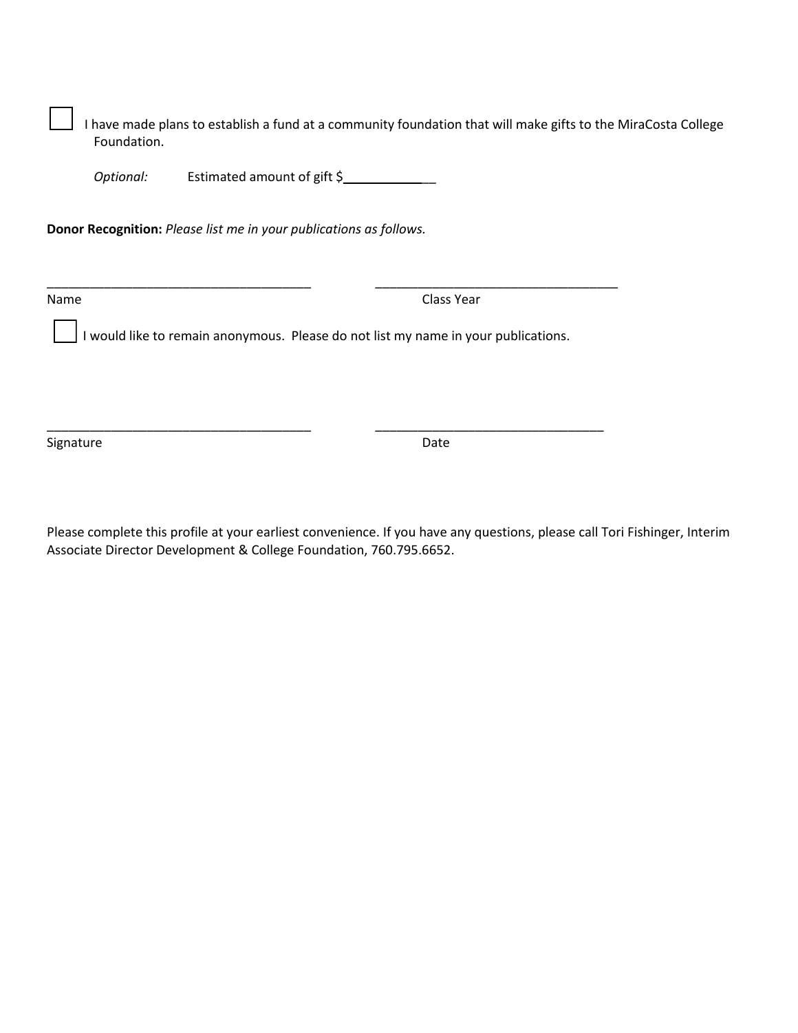☐ I have made plans to establish a fund at a community foundation that will make gifts to the MiraCosta College Foundation.

*Optional:* Estimated amount of gift $_______________

**Donor Recognition:** *Please list me in your publications as follows.*

_____________________________________ _____________________________________

Name Class Year

☐ I would like to remain anonymous. Please do not list my name in your publications.

_____________________________________ _____________________________________

Signature Date

Please complete this profile at your earliest convenience. If you have any questions, please call Tori Fishinger, Interim Associate Director Development & College Foundation, 760.795.6652.